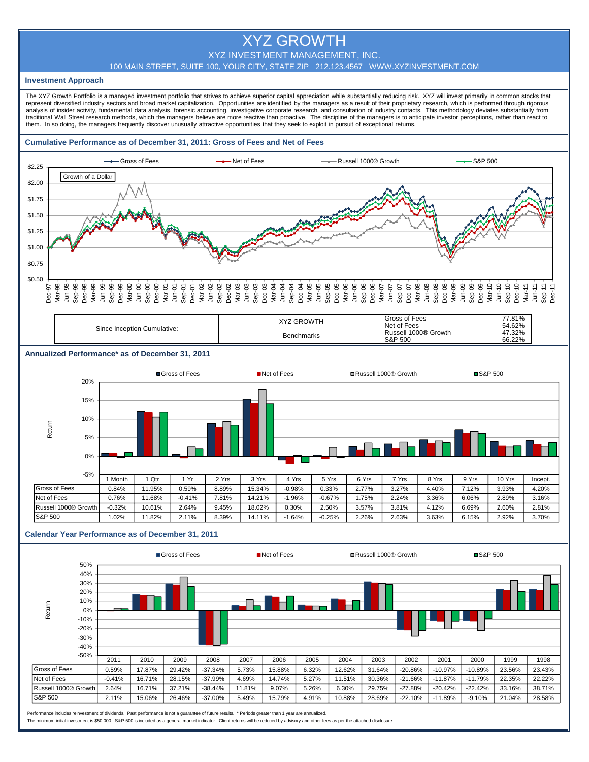# XYZ GROWTH

XYZ INVESTMENT MANAGEMENT, INC.

100 MAIN STREET, SUITE 100, YOUR CITY, STATE ZIP 212.123.4567 WWW.XYZINVESTMENT.COM

## Investment Approach

The XYZ Growth Portfolio is a managed investment portfolio that strives to achieve superior capital appreciation while substantially reducing risk. XYZ will invest primarily in common stocks that represent diversified industry sectors and broad market capitalization. Opportunities are identified by the managers as a result of their proprietary research, which is performed through rigorous analysis of insider activity, fundamental data analysis, forensic accounting, investigative corporate research, and consultation of industry contacts. This methodology deviates substantially from traditional Wall Street research methods, which the managers believe are more reactive than proactive. The discipline of the managers is to anticipate investor perceptions, rather than react to them. In so doing, the managers frequently discover unusually attractive opportunities that they seek to exploit in pursuit of exceptional returns.

## Cumulative Performance as of December 31, 2011: Gross of Fees and Net of Fees

| Since Inception Cumulative: | | | |
|---|---|---|---|
| | XYZ GROWTH | Gross of Fees | 77.81% |
| | | Net of Fees | 54.62% |
| | Benchmarks | Russell 1000® Growth | 47.32% |
| | | S&P 500 | 66.22% |

## Annualized Performance* as of December 31, 2011

| | 1 Month | 1 Qtr | 1 Yr | 2 Yrs | 3 Yrs | 4 Yrs | 5 Yrs | 6 Yrs | 7 Yrs | 8 Yrs | 9 Yrs | 10 Yrs | Incept. |
|---|---|---|---|---|---|---|---|---|---|---|---|---|---|
| Gross of Fees | 0.84% | 11.95% | 0.59% | 8.89% | 15.34% | -0.98% | 0.33% | 2.77% | 3.27% | 4.40% | 7.12% | 3.93% | 4.20% |
| Net of Fees | 0.76% | 11.68% | -0.41% | 7.81% | 14.21% | -1.96% | -0.67% | 1.75% | 2.24% | 3.36% | 6.06% | 2.89% | 3.16% |
| Russell 1000® Growth | -0.32% | 10.61% | 2.64% | 9.45% | 18.02% | 0.30% | 2.50% | 3.57% | 3.81% | 4.12% | 6.69% | 2.60% | 2.81% |
| S&P 500 | 1.02% | 11.82% | 2.11% | 8.39% | 14.11% | -1.64% | -0.25% | 2.26% | 2.63% | 3.63% | 6.15% | 2.92% | 3.70% |

## Calendar Year Performance as of December 31, 2011

| | 2011 | 2010 | 2009 | 2008 | 2007 | 2006 | 2005 | 2004 | 2003 | 2002 | 2001 | 2000 | 1999 | 1998 |
|---|---|---|---|---|---|---|---|---|---|---|---|---|---|---|
| Gross of Fees | 0.59% | 17.87% | 29.42% | -37.34% | 5.73% | 15.88% | 6.32% | 12.62% | 31.64% | -20.86% | -10.97% | -10.89% | 23.56% | 23.43% |
| Net of Fees | -0.41% | 16.71% | 28.15% | -37.99% | 4.69% | 14.74% | 5.27% | 11.51% | 30.36% | -21.66% | -11.87% | -11.79% | 22.35% | 22.22% |
| Russell 1000® Growth | 2.64% | 16.71% | 37.21% | -38.44% | 11.81% | 9.07% | 5.26% | 6.30% | 29.75% | -27.88% | -20.42% | -22.42% | 33.16% | 38.71% |
| S&P 500 | 2.11% | 15.06% | 26.46% | -37.00% | 5.49% | 15.79% | 4.91% | 10.88% | 28.69% | -22.10% | -11.89% | -9.10% | 21.04% | 28.58% |

Performance includes reinvestment of dividends. Past performance is not a guarantee of future results. * Periods greater than 1 year are annualized.

The minimum initial investment is $50,000. S&P 500 is included as a general market indicator. Client returns will be reduced by advisory and other fees as per the attached disclosure.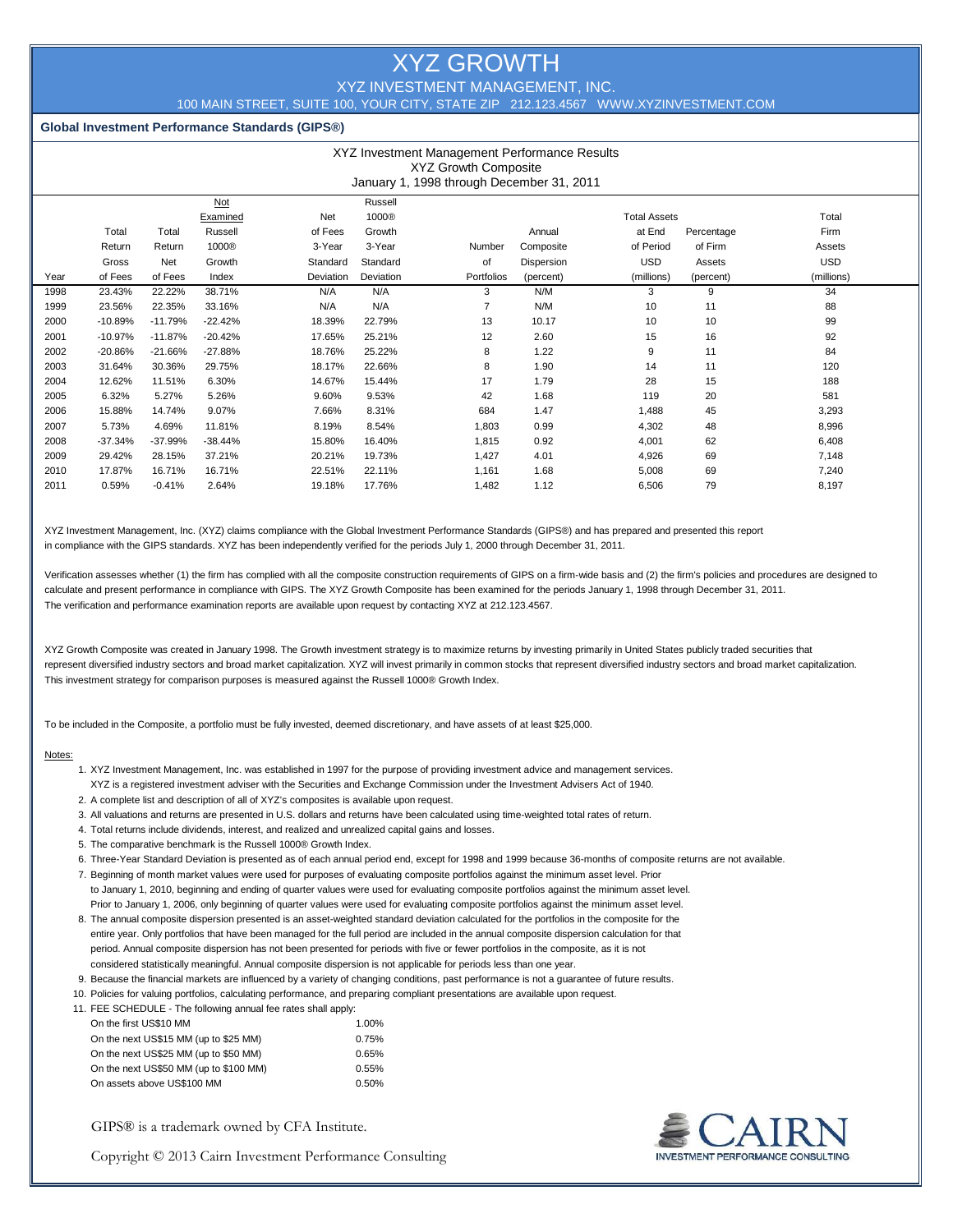# XYZ GROWTH

XYZ INVESTMENT MANAGEMENT, INC.

100 MAIN STREET, SUITE 100, YOUR CITY, STATE ZIP 212.123.4567 WWW.XYZINVESTMENT.COM

**Global Investment Performance Standards (GIPS®)**

XYZ Investment Management Performance Results
XYZ Growth Composite
January 1, 1998 through December 31, 2011

| Year | Total Return Gross of Fees | Total Return Net of Fees | Not Examined Russell 1000® Growth Index | Net of Fees 3-Year Standard Deviation | Russell 1000® Growth 3-Year Standard Deviation | Number of Portfolios | Annual Composite Dispersion (percent) | Total Assets at End of Period USD (millions) | Percentage of Firm Assets (percent) | Total Firm Assets USD (millions) |
|---|---|---|---|---|---|---|---|---|---|---|
| 1998 | 23.43% | 22.22% | 38.71% | N/A | N/A | 3 | N/M | 3 | 9 | 34 |
| 1999 | 23.56% | 22.35% | 33.16% | N/A | N/A | 7 | N/M | 10 | 11 | 88 |
| 2000 | -10.89% | -11.79% | -22.42% | 18.39% | 22.79% | 13 | 10.17 | 10 | 10 | 99 |
| 2001 | -10.97% | -11.87% | -20.42% | 17.65% | 25.21% | 12 | 2.60 | 15 | 16 | 92 |
| 2002 | -20.86% | -21.66% | -27.88% | 18.76% | 25.22% | 8 | 1.22 | 9 | 11 | 84 |
| 2003 | 31.64% | 30.36% | 29.75% | 18.17% | 22.66% | 8 | 1.90 | 14 | 11 | 120 |
| 2004 | 12.62% | 11.51% | 6.30% | 14.67% | 15.44% | 17 | 1.79 | 28 | 15 | 188 |
| 2005 | 6.32% | 5.27% | 5.26% | 9.60% | 9.53% | 42 | 1.68 | 119 | 20 | 581 |
| 2006 | 15.88% | 14.74% | 9.07% | 7.66% | 8.31% | 684 | 1.47 | 1,488 | 45 | 3,293 |
| 2007 | 5.73% | 4.69% | 11.81% | 8.19% | 8.54% | 1,803 | 0.99 | 4,302 | 48 | 8,996 |
| 2008 | -37.34% | -37.99% | -38.44% | 15.80% | 16.40% | 1,815 | 0.92 | 4,001 | 62 | 6,408 |
| 2009 | 29.42% | 28.15% | 37.21% | 20.21% | 19.73% | 1,427 | 4.01 | 4,926 | 69 | 7,148 |
| 2010 | 17.87% | 16.71% | 16.71% | 22.51% | 22.11% | 1,161 | 1.68 | 5,008 | 69 | 7,240 |
| 2011 | 0.59% | -0.41% | 2.64% | 19.18% | 17.76% | 1,482 | 1.12 | 6,506 | 79 | 8,197 |

XYZ Investment Management, Inc. (XYZ) claims compliance with the Global Investment Performance Standards (GIPS®) and has prepared and presented this report in compliance with the GIPS standards. XYZ has been independently verified for the periods July 1, 2000 through December 31, 2011.

Verification assesses whether (1) the firm has complied with all the composite construction requirements of GIPS on a firm-wide basis and (2) the firm's policies and procedures are designed to calculate and present performance in compliance with GIPS. The XYZ Growth Composite has been examined for the periods January 1, 1998 through December 31, 2011. The verification and performance examination reports are available upon request by contacting XYZ at 212.123.4567.

XYZ Growth Composite was created in January 1998. The Growth investment strategy is to maximize returns by investing primarily in United States publicly traded securities that represent diversified industry sectors and broad market capitalization. XYZ will invest primarily in common stocks that represent diversified industry sectors and broad market capitalization. This investment strategy for comparison purposes is measured against the Russell 1000® Growth Index.

To be included in the Composite, a portfolio must be fully invested, deemed discretionary, and have assets of at least $25,000.

Notes:

1. XYZ Investment Management, Inc. was established in 1997 for the purpose of providing investment advice and management services. XYZ is a registered investment adviser with the Securities and Exchange Commission under the Investment Advisers Act of 1940.
2. A complete list and description of all of XYZ's composites is available upon request.
3. All valuations and returns are presented in U.S. dollars and returns have been calculated using time-weighted total rates of return.
4. Total returns include dividends, interest, and realized and unrealized capital gains and losses.
5. The comparative benchmark is the Russell 1000® Growth Index.
6. Three-Year Standard Deviation is presented as of each annual period end, except for 1998 and 1999 because 36-months of composite returns are not available.
7. Beginning of month market values were used for purposes of evaluating composite portfolios against the minimum asset level. Prior to January 1, 2010, beginning and ending of quarter values were used for evaluating composite portfolios against the minimum asset level. Prior to January 1, 2006, only beginning of quarter values were used for evaluating composite portfolios against the minimum asset level.
8. The annual composite dispersion presented is an asset-weighted standard deviation calculated for the portfolios in the composite for the entire year. Only portfolios that have been managed for the full period are included in the annual composite dispersion calculation for that period. Annual composite dispersion has not been presented for periods with five or fewer portfolios in the composite, as it is not considered statistically meaningful. Annual composite dispersion is not applicable for periods less than one year.
9. Because the financial markets are influenced by a variety of changing conditions, past performance is not a guarantee of future results.
10. Policies for valuing portfolios, calculating performance, and preparing compliant presentations are available upon request.
11. FEE SCHEDULE - The following annual fee rates shall apply:

| | |
|---|---|
| On the first US$10 MM | 1.00% |
| On the next US$15 MM (up to $25 MM) | 0.75% |
| On the next US$25 MM (up to $50 MM) | 0.65% |
| On the next US$50 MM (up to $100 MM) | 0.55% |
| On assets above US$100 MM | 0.50% |

GIPS® is a trademark owned by CFA Institute.

Copyright © 2013 Cairn Investment Performance Consulting

CAIRN
INVESTMENT PERFORMANCE CONSULTING